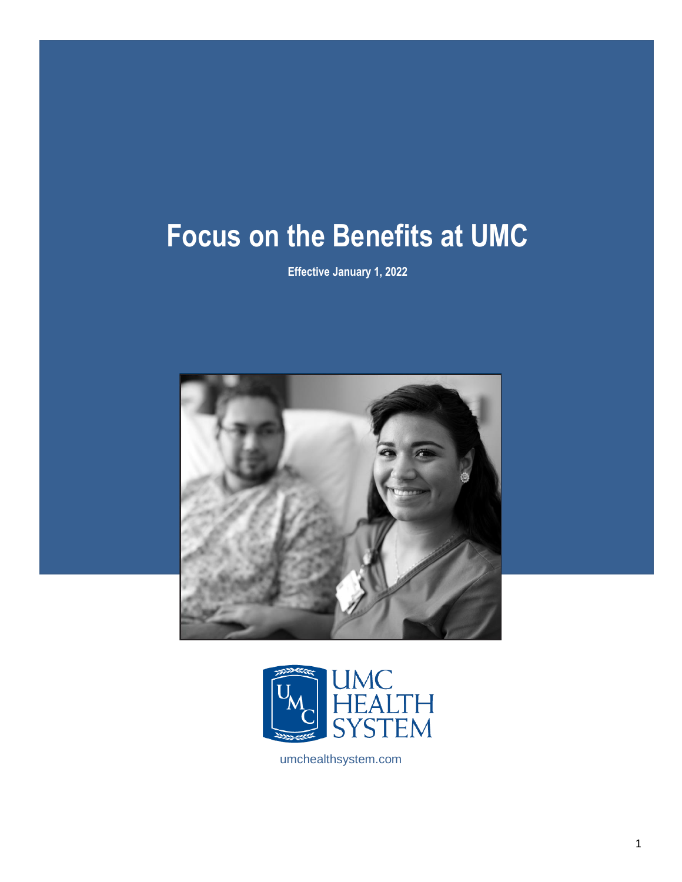# Focus on the Benefits at UMC

**Effective January 1, 2022**

UMC HEALTH SYSTEM

umchealthsystem.com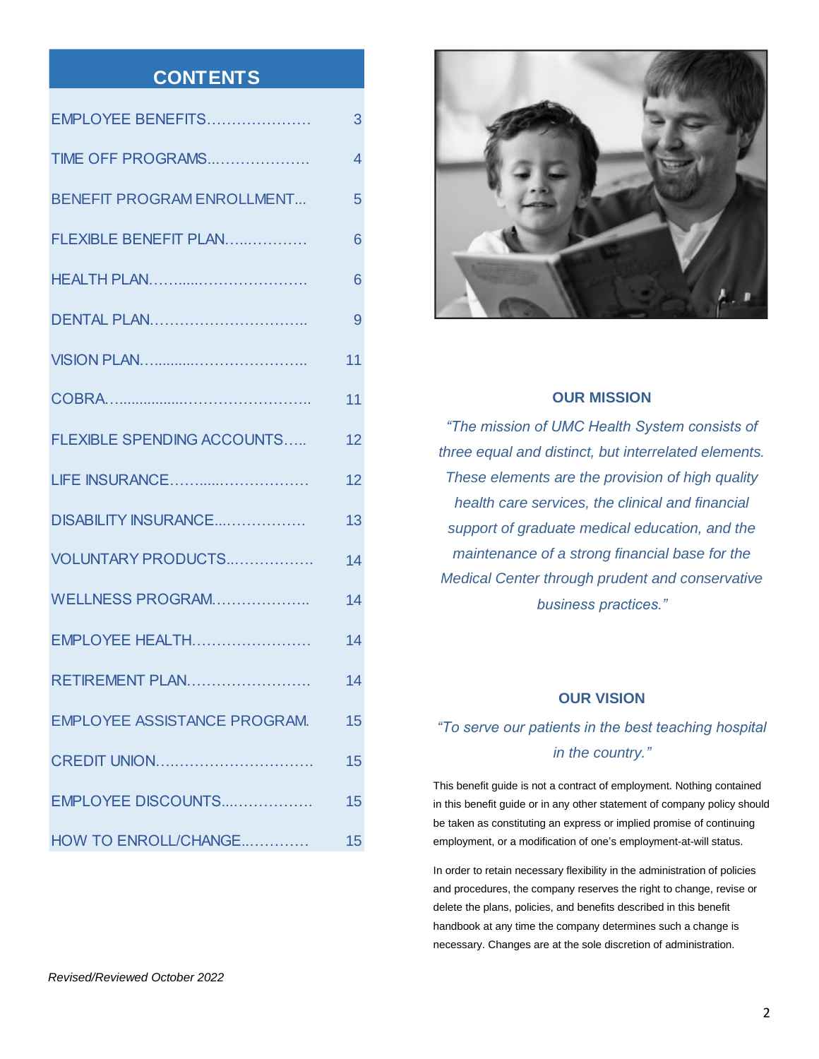## CONTENTS

| Section | Page |
|---|---|
| EMPLOYEE BENEFITS | 3 |
| TIME OFF PROGRAMS | 4 |
| BENEFIT PROGRAM ENROLLMENT | 5 |
| FLEXIBLE BENEFIT PLAN | 6 |
| HEALTH PLAN | 6 |
| DENTAL PLAN | 9 |
| VISION PLAN | 11 |
| COBRA | 11 |
| FLEXIBLE SPENDING ACCOUNTS | 12 |
| LIFE INSURANCE | 12 |
| DISABILITY INSURANCE | 13 |
| VOLUNTARY PRODUCTS | 14 |
| WELLNESS PROGRAM | 14 |
| EMPLOYEE HEALTH | 14 |
| RETIREMENT PLAN | 14 |
| EMPLOYEE ASSISTANCE PROGRAM | 15 |
| CREDIT UNION | 15 |
| EMPLOYEE DISCOUNTS | 15 |
| HOW TO ENROLL/CHANGE | 15 |

*Revised/Reviewed October 2022*

### OUR MISSION

*"The mission of UMC Health System consists of three equal and distinct, but interrelated elements. These elements are the provision of high quality health care services, the clinical and financial support of graduate medical education, and the maintenance of a strong financial base for the Medical Center through prudent and conservative business practices."*

### OUR VISION

*"To serve our patients in the best teaching hospital in the country."*

This benefit guide is not a contract of employment. Nothing contained in this benefit guide or in any other statement of company policy should be taken as constituting an express or implied promise of continuing employment, or a modification of one's employment-at-will status.

In order to retain necessary flexibility in the administration of policies and procedures, the company reserves the right to change, revise or delete the plans, policies, and benefits described in this benefit handbook at any time the company determines such a change is necessary. Changes are at the sole discretion of administration.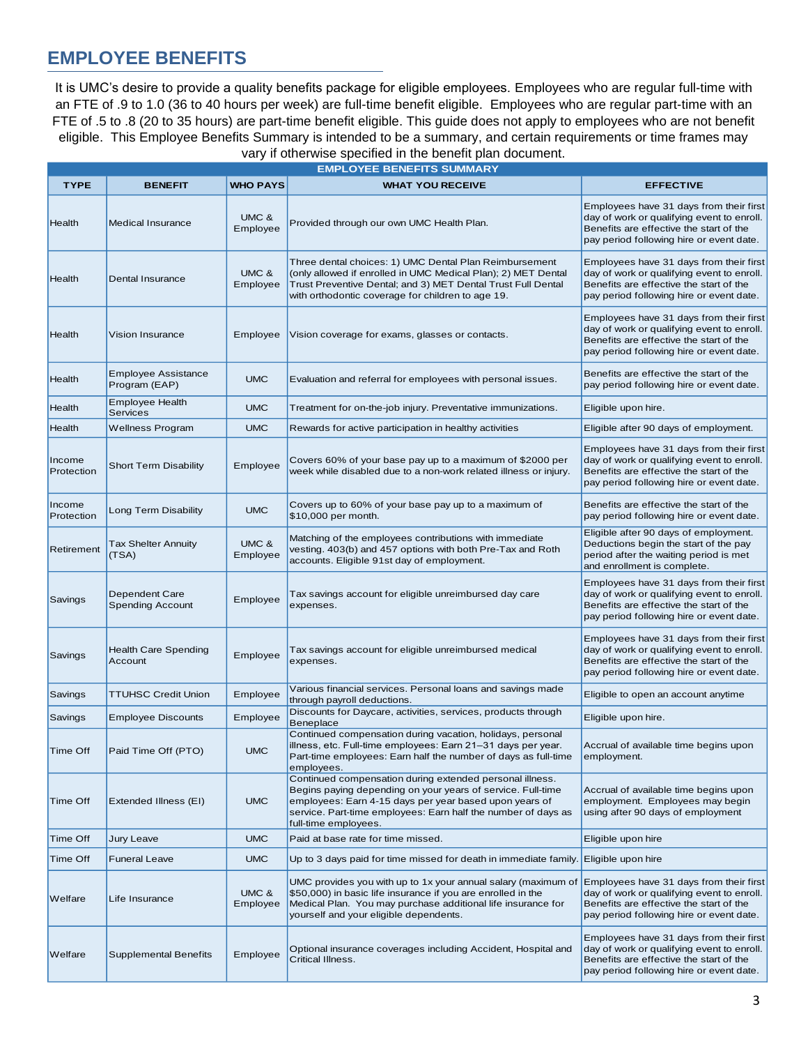## EMPLOYEE BENEFITS

It is UMC's desire to provide a quality benefits package for eligible employees. Employees who are regular full-time with an FTE of .9 to 1.0 (36 to 40 hours per week) are full-time benefit eligible. Employees who are regular part-time with an FTE of .5 to .8 (20 to 35 hours) are part-time benefit eligible. This guide does not apply to employees who are not benefit eligible. This Employee Benefits Summary is intended to be a summary, and certain requirements or time frames may vary if otherwise specified in the benefit plan document.

| EMPLOYEE BENEFITS SUMMARY | | | | |
|---|---|---|---|---|
| **TYPE** | **BENEFIT** | **WHO PAYS** | **WHAT YOU RECEIVE** | **EFFECTIVE** |
| Health | Medical Insurance | UMC & Employee | Provided through our own UMC Health Plan. | Employees have 31 days from their first day of work or qualifying event to enroll. Benefits are effective the start of the pay period following hire or event date. |
| Health | Dental Insurance | UMC & Employee | Three dental choices: 1) UMC Dental Plan Reimbursement (only allowed if enrolled in UMC Medical Plan); 2) MET Dental Trust Preventive Dental; and 3) MET Dental Trust Full Dental with orthodontic coverage for children to age 19. | Employees have 31 days from their first day of work or qualifying event to enroll. Benefits are effective the start of the pay period following hire or event date. |
| Health | Vision Insurance | Employee | Vision coverage for exams, glasses or contacts. | Employees have 31 days from their first day of work or qualifying event to enroll. Benefits are effective the start of the pay period following hire or event date. |
| Health | Employee Assistance Program (EAP) | UMC | Evaluation and referral for employees with personal issues. | Benefits are effective the start of the pay period following hire or event date. |
| Health | Employee Health Services | UMC | Treatment for on-the-job injury. Preventative immunizations. | Eligible upon hire. |
| Health | Wellness Program | UMC | Rewards for active participation in healthy activities | Eligible after 90 days of employment. |
| Income Protection | Short Term Disability | Employee | Covers 60% of your base pay up to a maximum of $2000 per week while disabled due to a non-work related illness or injury. | Employees have 31 days from their first day of work or qualifying event to enroll. Benefits are effective the start of the pay period following hire or event date. |
| Income Protection | Long Term Disability | UMC | Covers up to 60% of your base pay up to a maximum of $10,000 per month. | Benefits are effective the start of the pay period following hire or event date. |
| Retirement | Tax Shelter Annuity (TSA) | UMC & Employee | Matching of the employees contributions with immediate vesting. 403(b) and 457 options with both Pre-Tax and Roth accounts. Eligible 91st day of employment. | Eligible after 90 days of employment. Deductions begin the start of the pay period after the waiting period is met and enrollment is complete. |
| Savings | Dependent Care Spending Account | Employee | Tax savings account for eligible unreimbursed day care expenses. | Employees have 31 days from their first day of work or qualifying event to enroll. Benefits are effective the start of the pay period following hire or event date. |
| Savings | Health Care Spending Account | Employee | Tax savings account for eligible unreimbursed medical expenses. | Employees have 31 days from their first day of work or qualifying event to enroll. Benefits are effective the start of the pay period following hire or event date. |
| Savings | TTUHSC Credit Union | Employee | Various financial services. Personal loans and savings made through payroll deductions. | Eligible to open an account anytime |
| Savings | Employee Discounts | Employee | Discounts for Daycare, activities, services, products through Beneplace | Eligible upon hire. |
| Time Off | Paid Time Off (PTO) | UMC | Continued compensation during vacation, holidays, personal illness, etc. Full-time employees: Earn 21–31 days per year. Part-time employees: Earn half the number of days as full-time employees. | Accrual of available time begins upon employment. |
| Time Off | Extended Illness (EI) | UMC | Continued compensation during extended personal illness. Begins paying depending on your years of service. Full-time employees: Earn 4-15 days per year based upon years of service. Part-time employees: Earn half the number of days as full-time employees. | Accrual of available time begins upon employment. Employees may begin using after 90 days of employment |
| Time Off | Jury Leave | UMC | Paid at base rate for time missed. | Eligible upon hire |
| Time Off | Funeral Leave | UMC | Up to 3 days paid for time missed for death in immediate family. | Eligible upon hire |
| Welfare | Life Insurance | UMC & Employee | UMC provides you with up to 1x your annual salary (maximum of $50,000) in basic life insurance if you are enrolled in the Medical Plan. You may purchase additional life insurance for yourself and your eligible dependents. | Employees have 31 days from their first day of work or qualifying event to enroll. Benefits are effective the start of the pay period following hire or event date. |
| Welfare | Supplemental Benefits | Employee | Optional insurance coverages including Accident, Hospital and Critical Illness. | Employees have 31 days from their first day of work or qualifying event to enroll. Benefits are effective the start of the pay period following hire or event date. |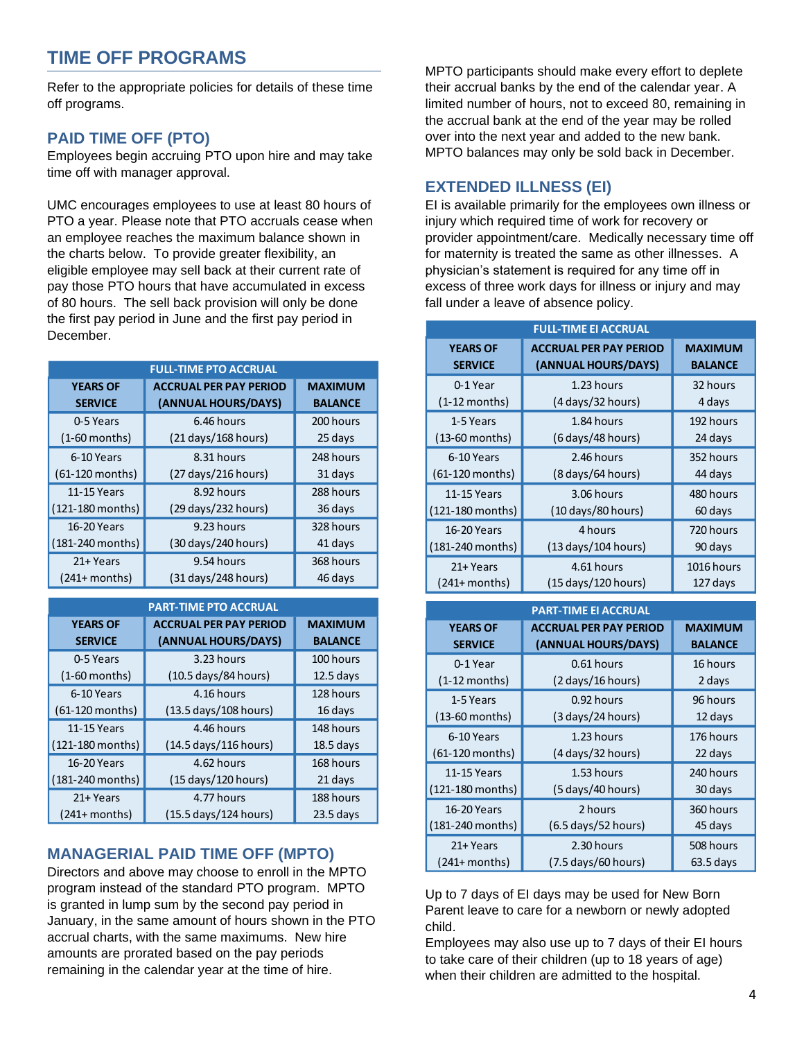# TIME OFF PROGRAMS

Refer to the appropriate policies for details of these time off programs.

## PAID TIME OFF (PTO)

Employees begin accruing PTO upon hire and may take time off with manager approval.

UMC encourages employees to use at least 80 hours of PTO a year. Please note that PTO accruals cease when an employee reaches the maximum balance shown in the charts below. To provide greater flexibility, an eligible employee may sell back at their current rate of pay those PTO hours that have accumulated in excess of 80 hours. The sell back provision will only be done the first pay period in June and the first pay period in December.

| FULL-TIME PTO ACCRUAL | | |
|---|---|---|
| YEARS OF SERVICE | ACCRUAL PER PAY PERIOD (ANNUAL HOURS/DAYS) | MAXIMUM BALANCE |
| 0-5 Years (1-60 months) | 6.46 hours (21 days/168 hours) | 200 hours 25 days |
| 6-10 Years (61-120 months) | 8.31 hours (27 days/216 hours) | 248 hours 31 days |
| 11-15 Years (121-180 months) | 8.92 hours (29 days/232 hours) | 288 hours 36 days |
| 16-20 Years (181-240 months) | 9.23 hours (30 days/240 hours) | 328 hours 41 days |
| 21+ Years (241+ months) | 9.54 hours (31 days/248 hours) | 368 hours 46 days |

| PART-TIME PTO ACCRUAL | | |
|---|---|---|
| YEARS OF SERVICE | ACCRUAL PER PAY PERIOD (ANNUAL HOURS/DAYS) | MAXIMUM BALANCE |
| 0-5 Years (1-60 months) | 3.23 hours (10.5 days/84 hours) | 100 hours 12.5 days |
| 6-10 Years (61-120 months) | 4.16 hours (13.5 days/108 hours) | 128 hours 16 days |
| 11-15 Years (121-180 months) | 4.46 hours (14.5 days/116 hours) | 148 hours 18.5 days |
| 16-20 Years (181-240 months) | 4.62 hours (15 days/120 hours) | 168 hours 21 days |
| 21+ Years (241+ months) | 4.77 hours (15.5 days/124 hours) | 188 hours 23.5 days |

## MANAGERIAL PAID TIME OFF (MPTO)

Directors and above may choose to enroll in the MPTO program instead of the standard PTO program. MPTO is granted in lump sum by the second pay period in January, in the same amount of hours shown in the PTO accrual charts, with the same maximums. New hire amounts are prorated based on the pay periods remaining in the calendar year at the time of hire.

MPTO participants should make every effort to deplete their accrual banks by the end of the calendar year. A limited number of hours, not to exceed 80, remaining in the accrual bank at the end of the year may be rolled over into the next year and added to the new bank. MPTO balances may only be sold back in December.

## EXTENDED ILLNESS (EI)

EI is available primarily for the employees own illness or injury which required time of work for recovery or provider appointment/care. Medically necessary time off for maternity is treated the same as other illnesses. A physician's statement is required for any time off in excess of three work days for illness or injury and may fall under a leave of absence policy.

| FULL-TIME EI ACCRUAL | | |
|---|---|---|
| YEARS OF SERVICE | ACCRUAL PER PAY PERIOD (ANNUAL HOURS/DAYS) | MAXIMUM BALANCE |
| 0-1 Year (1-12 months) | 1.23 hours (4 days/32 hours) | 32 hours 4 days |
| 1-5 Years (13-60 months) | 1.84 hours (6 days/48 hours) | 192 hours 24 days |
| 6-10 Years (61-120 months) | 2.46 hours (8 days/64 hours) | 352 hours 44 days |
| 11-15 Years (121-180 months) | 3.06 hours (10 days/80 hours) | 480 hours 60 days |
| 16-20 Years (181-240 months) | 4 hours (13 days/104 hours) | 720 hours 90 days |
| 21+ Years (241+ months) | 4.61 hours (15 days/120 hours) | 1016 hours 127 days |

| PART-TIME EI ACCRUAL | | |
|---|---|---|
| YEARS OF SERVICE | ACCRUAL PER PAY PERIOD (ANNUAL HOURS/DAYS) | MAXIMUM BALANCE |
| 0-1 Year (1-12 months) | 0.61 hours (2 days/16 hours) | 16 hours 2 days |
| 1-5 Years (13-60 months) | 0.92 hours (3 days/24 hours) | 96 hours 12 days |
| 6-10 Years (61-120 months) | 1.23 hours (4 days/32 hours) | 176 hours 22 days |
| 11-15 Years (121-180 months) | 1.53 hours (5 days/40 hours) | 240 hours 30 days |
| 16-20 Years (181-240 months) | 2 hours (6.5 days/52 hours) | 360 hours 45 days |
| 21+ Years (241+ months) | 2.30 hours (7.5 days/60 hours) | 508 hours 63.5 days |

Up to 7 days of EI days may be used for New Born Parent leave to care for a newborn or newly adopted child.

Employees may also use up to 7 days of their EI hours to take care of their children (up to 18 years of age) when their children are admitted to the hospital.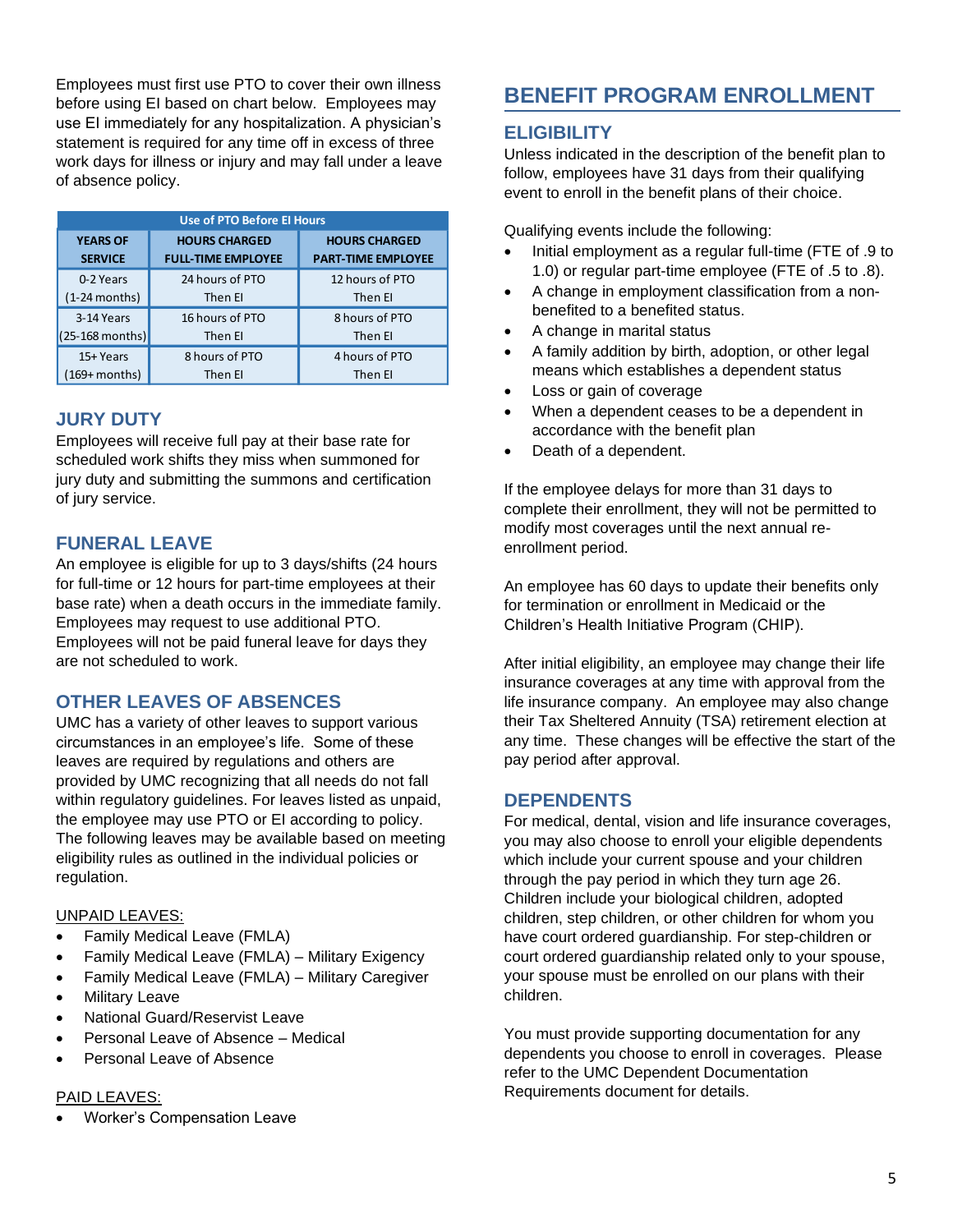Employees must first use PTO to cover their own illness before using EI based on chart below. Employees may use EI immediately for any hospitalization. A physician's statement is required for any time off in excess of three work days for illness or injury and may fall under a leave of absence policy.

| Use of PTO Before EI Hours | | |
|---|---|---|
| **YEARS OF SERVICE** | **HOURS CHARGED FULL-TIME EMPLOYEE** | **HOURS CHARGED PART-TIME EMPLOYEE** |
| 0-2 Years (1-24 months) | 24 hours of PTO Then EI | 12 hours of PTO Then EI |
| 3-14 Years (25-168 months) | 16 hours of PTO Then EI | 8 hours of PTO Then EI |
| 15+ Years (169+ months) | 8 hours of PTO Then EI | 4 hours of PTO Then EI |

### JURY DUTY

Employees will receive full pay at their base rate for scheduled work shifts they miss when summoned for jury duty and submitting the summons and certification of jury service.

### FUNERAL LEAVE

An employee is eligible for up to 3 days/shifts (24 hours for full-time or 12 hours for part-time employees at their base rate) when a death occurs in the immediate family. Employees may request to use additional PTO. Employees will not be paid funeral leave for days they are not scheduled to work.

### OTHER LEAVES OF ABSENCES

UMC has a variety of other leaves to support various circumstances in an employee's life. Some of these leaves are required by regulations and others are provided by UMC recognizing that all needs do not fall within regulatory guidelines. For leaves listed as unpaid, the employee may use PTO or EI according to policy. The following leaves may be available based on meeting eligibility rules as outlined in the individual policies or regulation.

UNPAID LEAVES:

- Family Medical Leave (FMLA)
- Family Medical Leave (FMLA) – Military Exigency
- Family Medical Leave (FMLA) – Military Caregiver
- Military Leave
- National Guard/Reservist Leave
- Personal Leave of Absence – Medical
- Personal Leave of Absence

PAID LEAVES:

- Worker's Compensation Leave

## BENEFIT PROGRAM ENROLLMENT

### ELIGIBILITY

Unless indicated in the description of the benefit plan to follow, employees have 31 days from their qualifying event to enroll in the benefit plans of their choice.

Qualifying events include the following:

- Initial employment as a regular full-time (FTE of .9 to 1.0) or regular part-time employee (FTE of .5 to .8).
- A change in employment classification from a non-benefited to a benefited status.
- A change in marital status
- A family addition by birth, adoption, or other legal means which establishes a dependent status
- Loss or gain of coverage
- When a dependent ceases to be a dependent in accordance with the benefit plan
- Death of a dependent.

If the employee delays for more than 31 days to complete their enrollment, they will not be permitted to modify most coverages until the next annual re-enrollment period.

An employee has 60 days to update their benefits only for termination or enrollment in Medicaid or the Children's Health Initiative Program (CHIP).

After initial eligibility, an employee may change their life insurance coverages at any time with approval from the life insurance company. An employee may also change their Tax Sheltered Annuity (TSA) retirement election at any time. These changes will be effective the start of the pay period after approval.

### DEPENDENTS

For medical, dental, vision and life insurance coverages, you may also choose to enroll your eligible dependents which include your current spouse and your children through the pay period in which they turn age 26. Children include your biological children, adopted children, step children, or other children for whom you have court ordered guardianship. For step-children or court ordered guardianship related only to your spouse, your spouse must be enrolled on our plans with their children.

You must provide supporting documentation for any dependents you choose to enroll in coverages. Please refer to the UMC Dependent Documentation Requirements document for details.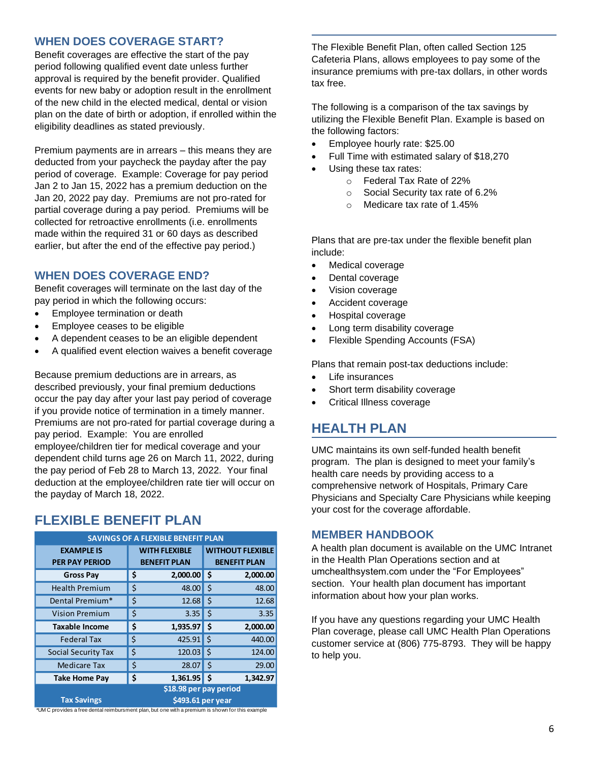## WHEN DOES COVERAGE START?

Benefit coverages are effective the start of the pay period following qualified event date unless further approval is required by the benefit provider. Qualified events for new baby or adoption result in the enrollment of the new child in the elected medical, dental or vision plan on the date of birth or adoption, if enrolled within the eligibility deadlines as stated previously.

Premium payments are in arrears – this means they are deducted from your paycheck the payday after the pay period of coverage. Example: Coverage for pay period Jan 2 to Jan 15, 2022 has a premium deduction on the Jan 20, 2022 pay day. Premiums are not pro-rated for partial coverage during a pay period. Premiums will be collected for retroactive enrollments (i.e. enrollments made within the required 31 or 60 days as described earlier, but after the end of the effective pay period.)

## WHEN DOES COVERAGE END?

Benefit coverages will terminate on the last day of the pay period in which the following occurs:

- Employee termination or death
- Employee ceases to be eligible
- A dependent ceases to be an eligible dependent
- A qualified event election waives a benefit coverage

Because premium deductions are in arrears, as described previously, your final premium deductions occur the pay day after your last pay period of coverage if you provide notice of termination in a timely manner. Premiums are not pro-rated for partial coverage during a pay period. Example: You are enrolled employee/children tier for medical coverage and your dependent child turns age 26 on March 11, 2022, during the pay period of Feb 28 to March 13, 2022. Your final deduction at the employee/children rate tier will occur on the payday of March 18, 2022.

# FLEXIBLE BENEFIT PLAN

| SAVINGS OF A FLEXIBLE BENEFIT PLAN | | |
|---|---|---|
| **EXAMPLE IS PER PAY PERIOD** | **WITH FLEXIBLE BENEFIT PLAN** | **WITHOUT FLEXIBLE BENEFIT PLAN** |
| **Gross Pay** | **$ 2,000.00** | **$ 2,000.00** |
| Health Premium | $ 48.00 | $ 48.00 |
| Dental Premium* | $ 12.68 | $ 12.68 |
| Vision Premium | $ 3.35 | $ 3.35 |
| **Taxable Income** | **$ 1,935.97** | **$ 2,000.00** |
| Federal Tax | $ 425.91 | $ 440.00 |
| Social Security Tax | $ 120.03 | $ 124.00 |
| Medicare Tax | $ 28.07 | $ 29.00 |
| **Take Home Pay** | **$ 1,361.95** | **$ 1,342.97** |
| **Tax Savings** | **$18.98 per pay period** **$493.61 per year** | |

*UMC provides a free dental reimbursment plan, but one with a premium is shown for this example

The Flexible Benefit Plan, often called Section 125 Cafeteria Plans, allows employees to pay some of the insurance premiums with pre-tax dollars, in other words tax free.

The following is a comparison of the tax savings by utilizing the Flexible Benefit Plan. Example is based on the following factors:

- Employee hourly rate: $25.00
- Full Time with estimated salary of $18,270
- Using these tax rates:
  - Federal Tax Rate of 22%
  - Social Security tax rate of 6.2%
  - Medicare tax rate of 1.45%

Plans that are pre-tax under the flexible benefit plan include:

- Medical coverage
- Dental coverage
- Vision coverage
- Accident coverage
- Hospital coverage
- Long term disability coverage
- Flexible Spending Accounts (FSA)

Plans that remain post-tax deductions include:

- Life insurances
- Short term disability coverage
- Critical Illness coverage

# HEALTH PLAN

UMC maintains its own self-funded health benefit program. The plan is designed to meet your family's health care needs by providing access to a comprehensive network of Hospitals, Primary Care Physicians and Specialty Care Physicians while keeping your cost for the coverage affordable.

## MEMBER HANDBOOK

A health plan document is available on the UMC Intranet in the Health Plan Operations section and at umchealthsystem.com under the "For Employees" section. Your health plan document has important information about how your plan works.

If you have any questions regarding your UMC Health Plan coverage, please call UMC Health Plan Operations customer service at (806) 775-8793. They will be happy to help you.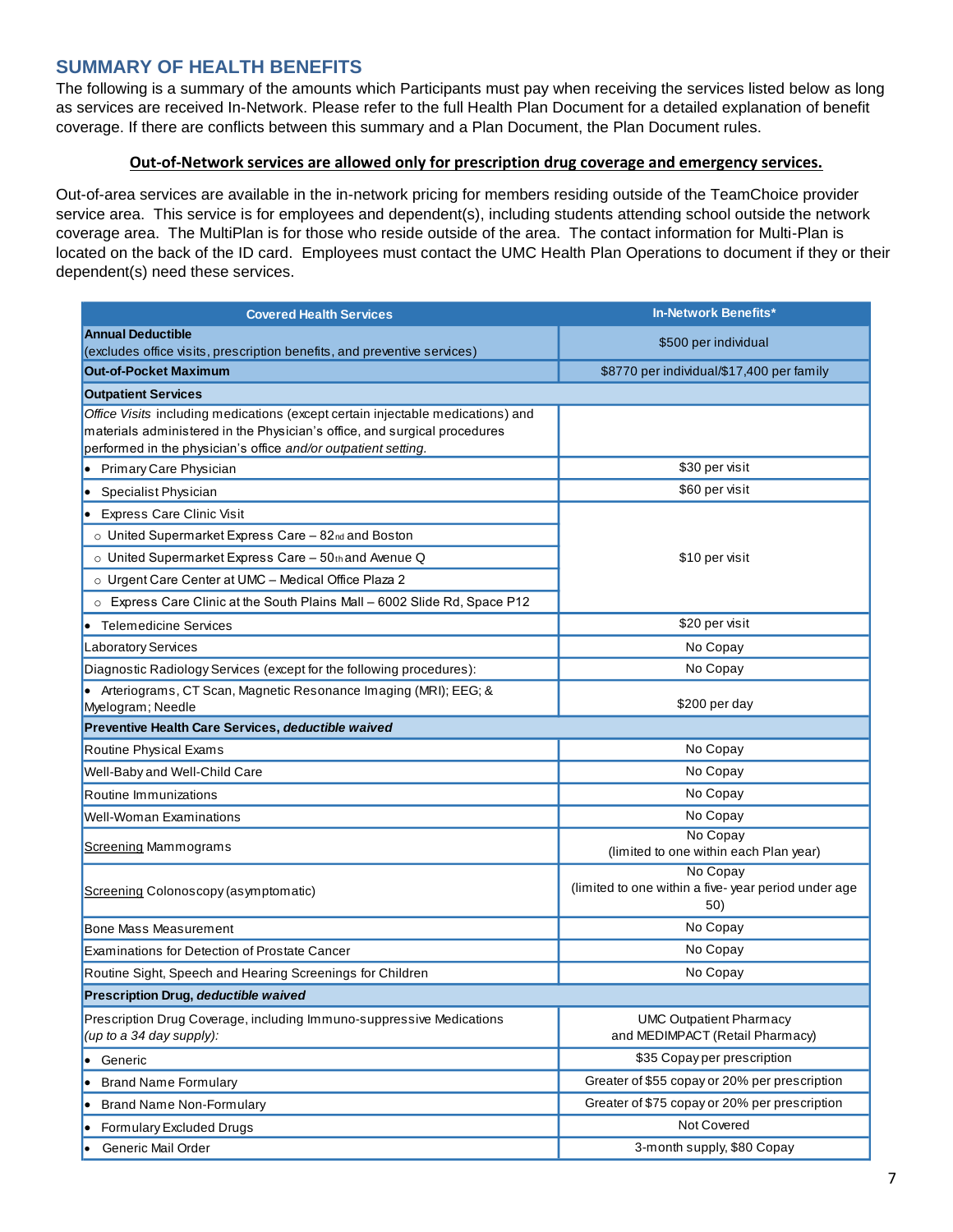## SUMMARY OF HEALTH BENEFITS

The following is a summary of the amounts which Participants must pay when receiving the services listed below as long as services are received In-Network. Please refer to the full Health Plan Document for a detailed explanation of benefit coverage. If there are conflicts between this summary and a Plan Document, the Plan Document rules.

**Out-of-Network services are allowed only for prescription drug coverage and emergency services.**

Out-of-area services are available in the in-network pricing for members residing outside of the TeamChoice provider service area. This service is for employees and dependent(s), including students attending school outside the network coverage area. The MultiPlan is for those who reside outside of the area. The contact information for Multi-Plan is located on the back of the ID card. Employees must contact the UMC Health Plan Operations to document if they or their dependent(s) need these services.

| Covered Health Services | In-Network Benefits* |
|---|---|
| **Annual Deductible** (excludes office visits, prescription benefits, and preventive services) | $500 per individual |
| **Out-of-Pocket Maximum** | $8770 per individual/$17,400 per family |
| **Outpatient Services** | |
| *Office Visits* including medications (except certain injectable medications) and materials administered in the Physician's office, and surgical procedures performed in the physician's office *and/or outpatient setting.* | |
| • Primary Care Physician | $30 per visit |
| • Specialist Physician | $60 per visit |
| • Express Care Clinic Visit | $10 per visit |
| ○ United Supermarket Express Care – 82nd and Boston | |
| ○ United Supermarket Express Care – 50th and Avenue Q | |
| ○ Urgent Care Center at UMC – Medical Office Plaza 2 | |
| ○ Express Care Clinic at the South Plains Mall – 6002 Slide Rd, Space P12 | |
| • Telemedicine Services | $20 per visit |
| Laboratory Services | No Copay |
| Diagnostic Radiology Services (except for the following procedures): | No Copay |
| • Arteriograms, CT Scan, Magnetic Resonance Imaging (MRI); EEG; & Myelogram; Needle | $200 per day |
| **Preventive Health Care Services, *deductible waived*** | |
| Routine Physical Exams | No Copay |
| Well-Baby and Well-Child Care | No Copay |
| Routine Immunizations | No Copay |
| Well-Woman Examinations | No Copay |
| Screening Mammograms | No Copay (limited to one within each Plan year) |
| Screening Colonoscopy (asymptomatic) | No Copay (limited to one within a five- year period under age 50) |
| Bone Mass Measurement | No Copay |
| Examinations for Detection of Prostate Cancer | No Copay |
| Routine Sight, Speech and Hearing Screenings for Children | No Copay |
| **Prescription Drug, *deductible waived*** | |
| Prescription Drug Coverage, including Immuno-suppressive Medications *(up to a 34 day supply):* | UMC Outpatient Pharmacy and MEDIMPACT (Retail Pharmacy) |
| • Generic | $35 Copay per prescription |
| • Brand Name Formulary | Greater of $55 copay or 20% per prescription |
| • Brand Name Non-Formulary | Greater of $75 copay or 20% per prescription |
| • Formulary Excluded Drugs | Not Covered |
| • Generic Mail Order | 3-month supply, $80 Copay |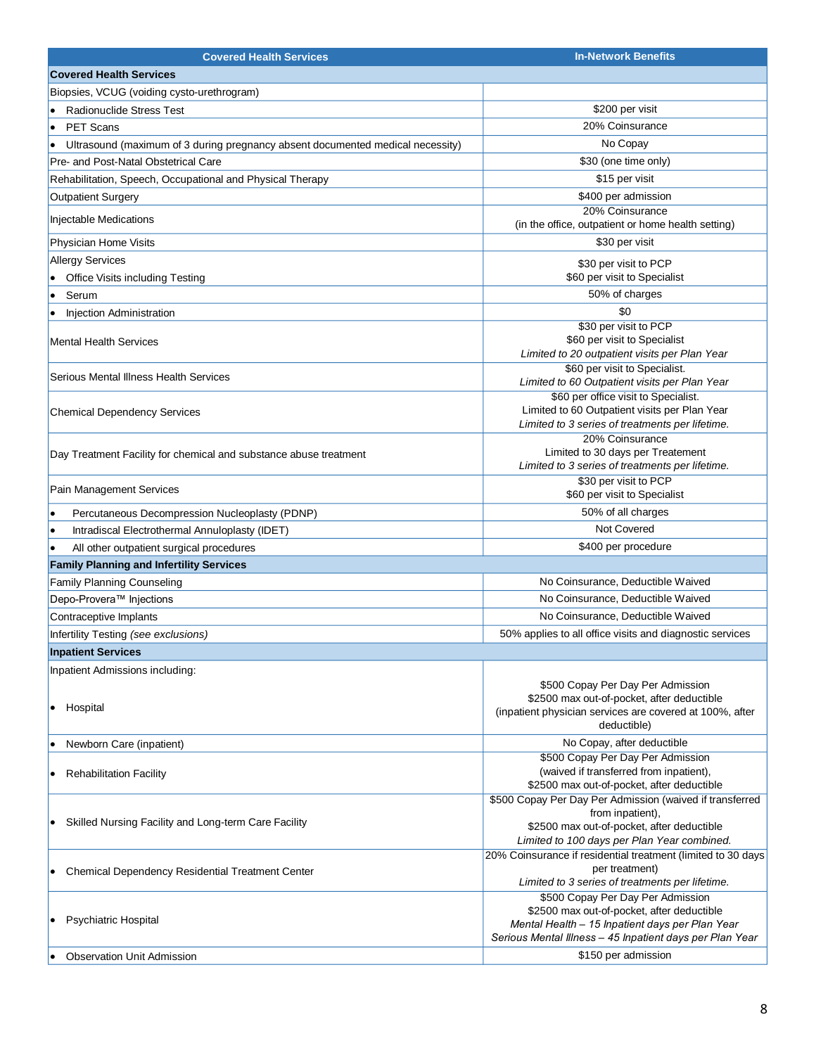| Covered Health Services | In-Network Benefits |
|---|---|
| **Covered Health Services** | |
| Biopsies, VCUG (voiding cysto-urethrogram) | |
| • Radionuclide Stress Test | $200 per visit |
| • PET Scans | 20% Coinsurance |
| • Ultrasound (maximum of 3 during pregnancy absent documented medical necessity) | No Copay |
| Pre- and Post-Natal Obstetrical Care | $30 (one time only) |
| Rehabilitation, Speech, Occupational and Physical Therapy | $15 per visit |
| Outpatient Surgery | $400 per admission |
| Injectable Medications | 20% Coinsurance (in the office, outpatient or home health setting) |
| Physician Home Visits | $30 per visit |
| Allergy Services<br>• Office Visits including Testing | $30 per visit to PCP<br>$60 per visit to Specialist |
| • Serum | 50% of charges |
| • Injection Administration | $0 |
| Mental Health Services | $30 per visit to PCP<br>$60 per visit to Specialist<br>*Limited to 20 outpatient visits per Plan Year* |
| Serious Mental Illness Health Services | $60 per visit to Specialist.<br>*Limited to 60 Outpatient visits per Plan Year* |
| Chemical Dependency Services | $60 per office visit to Specialist.<br>Limited to 60 Outpatient visits per Plan Year<br>*Limited to 3 series of treatments per lifetime.* |
| Day Treatment Facility for chemical and substance abuse treatment | 20% Coinsurance<br>Limited to 30 days per Treatement<br>*Limited to 3 series of treatments per lifetime.* |
| Pain Management Services | $30 per visit to PCP<br>$60 per visit to Specialist |
| • Percutaneous Decompression Nucleoplasty (PDNP) | 50% of all charges |
| • Intradiscal Electrothermal Annuloplasty (IDET) | Not Covered |
| • All other outpatient surgical procedures | $400 per procedure |
| **Family Planning and Infertility Services** | |
| Family Planning Counseling | No Coinsurance, Deductible Waived |
| Depo-Provera™ Injections | No Coinsurance, Deductible Waived |
| Contraceptive Implants | No Coinsurance, Deductible Waived |
| Infertility Testing *(see exclusions)* | 50% applies to all office visits and diagnostic services |
| **Inpatient Services** | |
| Inpatient Admissions including:<br>• Hospital | $500 Copay Per Day Per Admission<br>$2500 max out-of-pocket, after deductible<br>(inpatient physician services are covered at 100%, after deductible) |
| • Newborn Care (inpatient) | No Copay, after deductible |
| • Rehabilitation Facility | $500 Copay Per Day Per Admission<br>(waived if transferred from inpatient),<br>$2500 max out-of-pocket, after deductible |
| • Skilled Nursing Facility and Long-term Care Facility | $500 Copay Per Day Per Admission (waived if transferred from inpatient),<br>$2500 max out-of-pocket, after deductible<br>*Limited to 100 days per Plan Year combined.* |
| • Chemical Dependency Residential Treatment Center | 20% Coinsurance if residential treatment (limited to 30 days per treatment)<br>*Limited to 3 series of treatments per lifetime.* |
| • Psychiatric Hospital | $500 Copay Per Day Per Admission<br>$2500 max out-of-pocket, after deductible<br>*Mental Health – 15 Inpatient days per Plan Year*<br>*Serious Mental Illness – 45 Inpatient days per Plan Year* |
| • Observation Unit Admission | $150 per admission |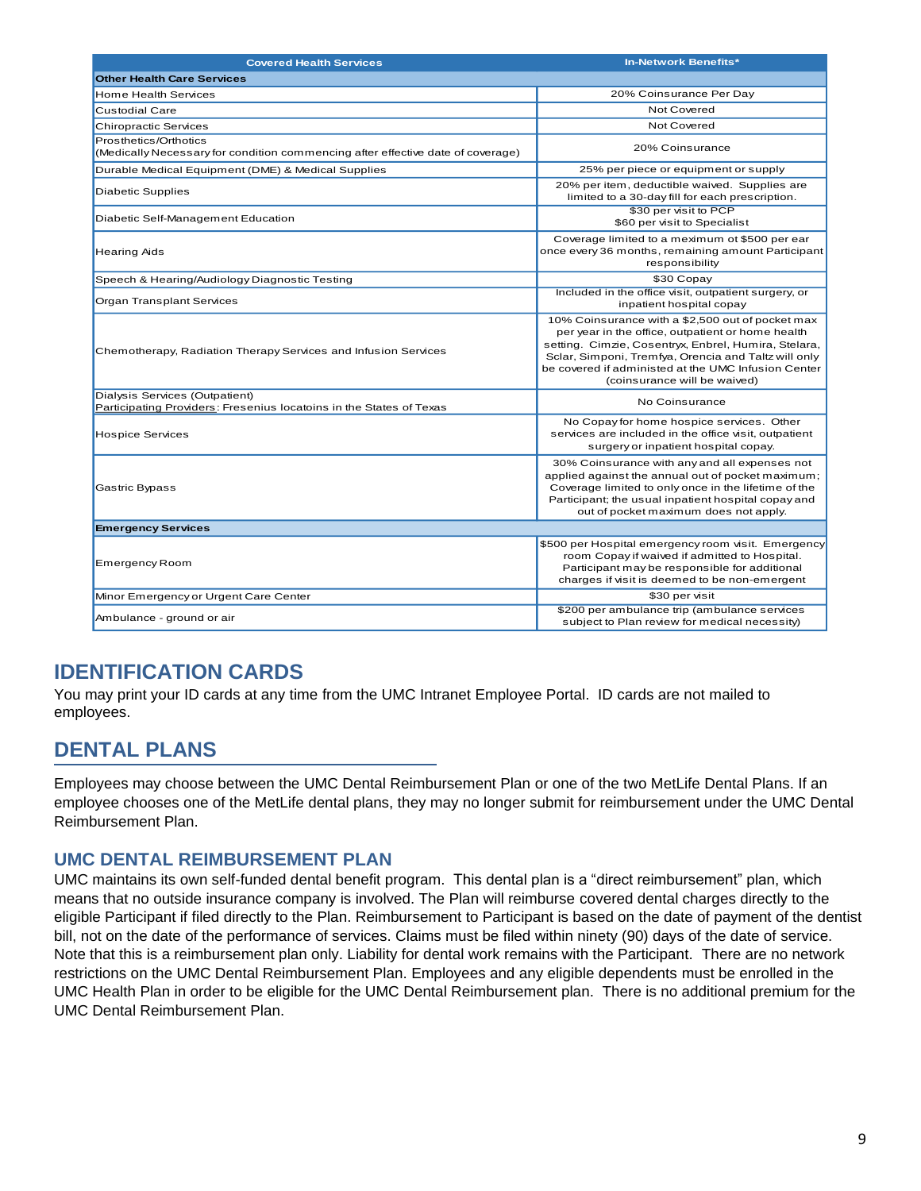| Covered Health Services | In-Network Benefits* |
|---|---|
| **Other Health Care Services** | |
| Home Health Services | 20% Coinsurance Per Day |
| Custodial Care | Not Covered |
| Chiropractic Services | Not Covered |
| Prosthetics/Orthotics (Medically Necessary for condition commencing after effective date of coverage) | 20% Coinsurance |
| Durable Medical Equipment (DME) & Medical Supplies | 25% per piece or equipment or supply |
| Diabetic Supplies | 20% per item, deductible waived. Supplies are limited to a 30-day fill for each prescription. |
| Diabetic Self-Management Education | $30 per visit to PCP<br>$60 per visit to Specialist |
| Hearing Aids | Coverage limited to a maximum ot $500 per ear once every 36 months, remaining amount Participant responsibility |
| Speech & Hearing/Audiology Diagnostic Testing | $30 Copay |
| Organ Transplant Services | Included in the office visit, outpatient surgery, or inpatient hospital copay |
| Chemotherapy, Radiation Therapy Services and Infusion Services | 10% Coinsurance with a $2,500 out of pocket max per year in the office, outpatient or home health setting. Cimzie, Cosentryx, Enbrel, Humira, Stelara, Sclar, Simponi, Tremfya, Orencia and Taltz will only be covered if administed at the UMC Infusion Center (coinsurance will be waived) |
| Dialysis Services (Outpatient)<br>Participating Providers: Fresenius locatoins in the States of Texas | No Coinsurance |
| Hospice Services | No Copay for home hospice services. Other services are included in the office visit, outpatient surgery or inpatient hospital copay. |
| Gastric Bypass | 30% Coinsurance with any and all expenses not applied against the annual out of pocket maximum; Coverage limited to only once in the lifetime of the Participant; the usual inpatient hospital copay and out of pocket maximum does not apply. |
| **Emergency Services** | |
| Emergency Room | $500 per Hospital emergency room visit. Emergency room Copay if waived if admitted to Hospital. Participant may be responsible for additional charges if visit is deemed to be non-emergent |
| Minor Emergency or Urgent Care Center | $30 per visit |
| Ambulance - ground or air | $200 per ambulance trip (ambulance services subject to Plan review for medical necessity) |

## IDENTIFICATION CARDS

You may print your ID cards at any time from the UMC Intranet Employee Portal. ID cards are not mailed to employees.

## DENTAL PLANS

Employees may choose between the UMC Dental Reimbursement Plan or one of the two MetLife Dental Plans. If an employee chooses one of the MetLife dental plans, they may no longer submit for reimbursement under the UMC Dental Reimbursement Plan.

### UMC DENTAL REIMBURSEMENT PLAN

UMC maintains its own self-funded dental benefit program. This dental plan is a "direct reimbursement" plan, which means that no outside insurance company is involved. The Plan will reimburse covered dental charges directly to the eligible Participant if filed directly to the Plan. Reimbursement to Participant is based on the date of payment of the dentist bill, not on the date of the performance of services. Claims must be filed within ninety (90) days of the date of service. Note that this is a reimbursement plan only. Liability for dental work remains with the Participant. There are no network restrictions on the UMC Dental Reimbursement Plan. Employees and any eligible dependents must be enrolled in the UMC Health Plan in order to be eligible for the UMC Dental Reimbursement plan. There is no additional premium for the UMC Dental Reimbursement Plan.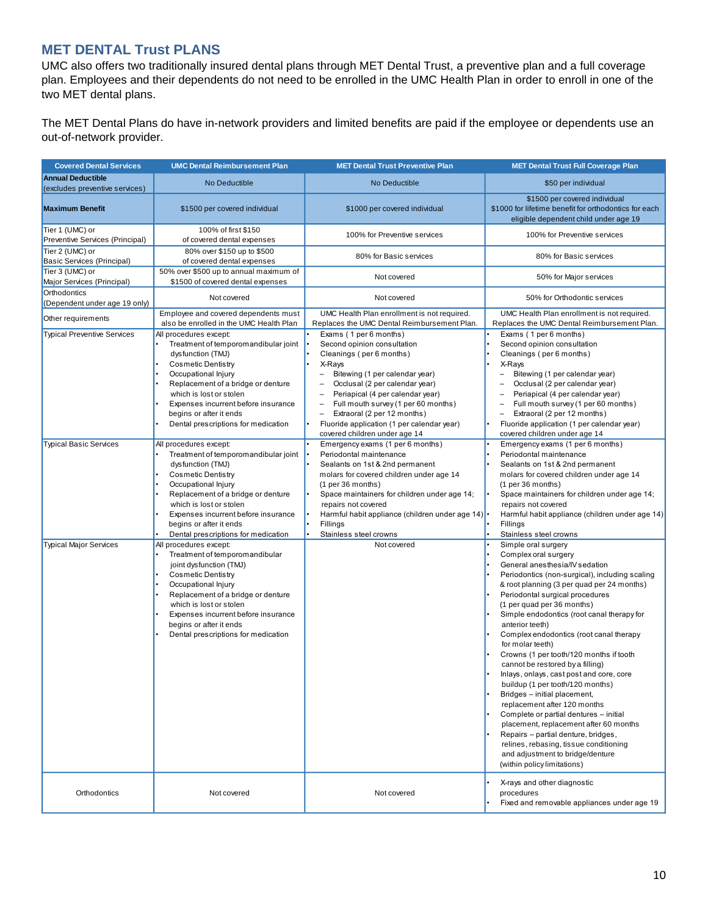## MET DENTAL Trust PLANS

UMC also offers two traditionally insured dental plans through MET Dental Trust, a preventive plan and a full coverage plan. Employees and their dependents do not need to be enrolled in the UMC Health Plan in order to enroll in one of the two MET dental plans.

The MET Dental Plans do have in-network providers and limited benefits are paid if the employee or dependents use an out-of-network provider.

| Covered Dental Services | UMC Dental Reimbursement Plan | MET Dental Trust Preventive Plan | MET Dental Trust Full Coverage Plan |
|---|---|---|---|
| **Annual Deductible** (excludes preventive services) | No Deductible | No Deductible | $50 per individual |
| **Maximum Benefit** | $1500 per covered individual | $1000 per covered individual | $1500 per covered individual<br>$1000 for lifetime benefit for orthodontics for each eligible dependent child under age 19 |
| Tier 1 (UMC) or Preventive Services (Principal) | 100% of first $150 of covered dental expenses | 100% for Preventive services | 100% for Preventive services |
| Tier 2 (UMC) or Basic Services (Principal) | 80% over $150 up to $500 of covered dental expenses | 80% for Basic services | 80% for Basic services |
| Tier 3 (UMC) or Major Services (Principal) | 50% over $500 up to annual maximum of $1500 of covered dental expenses | Not covered | 50% for Major services |
| Orthodontics (Dependent under age 19 only) | Not covered | Not covered | 50% for Orthodontic services |
| Other requirements | Employee and covered dependents must also be enrolled in the UMC Health Plan | UMC Health Plan enrollment is not required. Replaces the UMC Dental Reimbursement Plan. | UMC Health Plan enrollment is not required. Replaces the UMC Dental Reimbursement Plan. |
| Typical Preventive Services | All procedures except:<br>• Treatment of temporomandibular joint dysfunction (TMJ)<br>• Cosmetic Dentistry<br>• Occupational Injury<br>• Replacement of a bridge or denture which is lost or stolen<br>• Expenses incurrent before insurance begins or after it ends<br>• Dental prescriptions for medication | • Exams ( 1 per 6 months)<br>• Second opinion consultation<br>• Cleanings ( per 6 months)<br>• X-Rays<br>– Bitewing (1 per calendar year)<br>– Occlusal (2 per calendar year)<br>– Periapical (4 per calendar year)<br>– Full mouth survey (1 per 60 months)<br>– Extraoral (2 per 12 months)<br>• Fluoride application (1 per calendar year) covered children under age 14 | • Exams ( 1 per 6 months)<br>• Second opinion consultation<br>• Cleanings ( per 6 months)<br>• X-Rays<br>– Bitewing (1 per calendar year)<br>– Occlusal (2 per calendar year)<br>– Periapical (4 per calendar year)<br>– Full mouth survey (1 per 60 months)<br>– Extraoral (2 per 12 months)<br>• Fluoride application (1 per calendar year) covered children under age 14 |
| Typical Basic Services | All procedures except:<br>• Treatment of temporomandibular joint dysfunction (TMJ)<br>• Cosmetic Dentistry<br>• Occupational Injury<br>• Replacement of a bridge or denture which is lost or stolen<br>• Expenses incurrent before insurance begins or after it ends<br>• Dental prescriptions for medication | • Emergency exams (1 per 6 months)<br>• Periodontal maintenance<br>• Sealants on 1st & 2nd permanent molars for covered children under age 14 (1 per 36 months)<br>• Space maintainers for children under age 14; repairs not covered<br>• Harmful habit appliance (children under age 14)<br>• Fillings<br>• Stainless steel crowns | • Emergency exams (1 per 6 months)<br>• Periodontal maintenance<br>• Sealants on 1st & 2nd permanent molars for covered children under age 14 (1 per 36 months)<br>• Space maintainers for children under age 14; repairs not covered<br>• Harmful habit appliance (children under age 14)<br>• Fillings<br>• Stainless steel crowns |
| Typical Major Services | All procedures except:<br>• Treatment of temporomandibular joint dysfunction (TMJ)<br>• Cosmetic Dentistry<br>• Occupational Injury<br>• Replacement of a bridge or denture which is lost or stolen<br>• Expenses incurrent before insurance begins or after it ends<br>• Dental prescriptions for medication | Not covered | • Simple oral surgery<br>• Complex oral surgery<br>• General anesthesia/IV sedation<br>• Periodontics (non-surgical), including scaling & root planning (3 per quad per 24 months)<br>• Periodontal surgical procedures (1 per quad per 36 months)<br>• Simple endodontics (root canal therapy for anterior teeth)<br>• Complex endodontics (root canal therapy for molar teeth)<br>• Crowns (1 per tooth/120 months if tooth cannot be restored by a filling)<br>• Inlays, onlays, cast post and core, core buildup (1 per tooth/120 months)<br>• Bridges – initial placement, replacement after 120 months<br>• Complete or partial dentures – initial placement, replacement after 60 months<br>• Repairs – partial denture, bridges, relines, rebasing, tissue conditioning and adjustment to bridge/denture (within policy limitations) |
| Orthodontics | Not covered | Not covered | • X-rays and other diagnostic procedures<br>• Fixed and removable appliances under age 19 |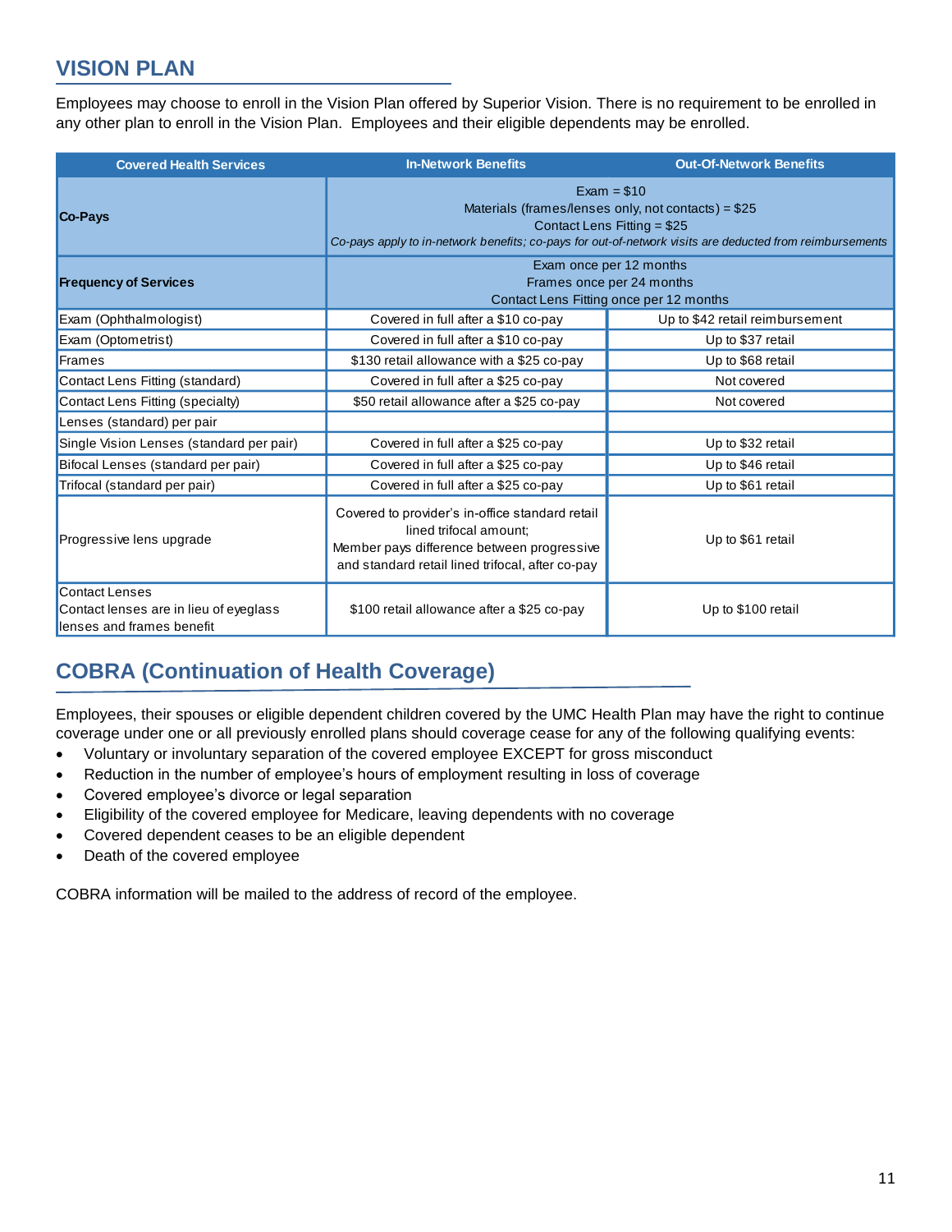## VISION PLAN

Employees may choose to enroll in the Vision Plan offered by Superior Vision. There is no requirement to be enrolled in any other plan to enroll in the Vision Plan. Employees and their eligible dependents may be enrolled.

| Covered Health Services | In-Network Benefits | Out-Of-Network Benefits |
|---|---|---|
| **Co-Pays** | Exam = $10<br>Materials (frames/lenses only, not contacts) = $25<br>Contact Lens Fitting = $25<br>*Co-pays apply to in-network benefits; co-pays for out-of-network visits are deducted from reimbursements* | |
| **Frequency of Services** | Exam once per 12 months<br>Frames once per 24 months<br>Contact Lens Fitting once per 12 months | |
| Exam (Ophthalmologist) | Covered in full after a $10 co-pay | Up to $42 retail reimbursement |
| Exam (Optometrist) | Covered in full after a $10 co-pay | Up to $37 retail |
| Frames | $130 retail allowance with a $25 co-pay | Up to $68 retail |
| Contact Lens Fitting (standard) | Covered in full after a $25 co-pay | Not covered |
| Contact Lens Fitting (specialty) | $50 retail allowance after a $25 co-pay | Not covered |
| Lenses (standard) per pair | | |
| Single Vision Lenses (standard per pair) | Covered in full after a $25 co-pay | Up to $32 retail |
| Bifocal Lenses (standard per pair) | Covered in full after a $25 co-pay | Up to $46 retail |
| Trifocal (standard per pair) | Covered in full after a $25 co-pay | Up to $61 retail |
| Progressive lens upgrade | Covered to provider's in-office standard retail lined trifocal amount;<br>Member pays difference between progressive and standard retail lined trifocal, after co-pay | Up to $61 retail |
| Contact Lenses<br>Contact lenses are in lieu of eyeglass lenses and frames benefit | $100 retail allowance after a $25 co-pay | Up to $100 retail |

## COBRA (Continuation of Health Coverage)

Employees, their spouses or eligible dependent children covered by the UMC Health Plan may have the right to continue coverage under one or all previously enrolled plans should coverage cease for any of the following qualifying events:

- Voluntary or involuntary separation of the covered employee EXCEPT for gross misconduct
- Reduction in the number of employee's hours of employment resulting in loss of coverage
- Covered employee's divorce or legal separation
- Eligibility of the covered employee for Medicare, leaving dependents with no coverage
- Covered dependent ceases to be an eligible dependent
- Death of the covered employee

COBRA information will be mailed to the address of record of the employee.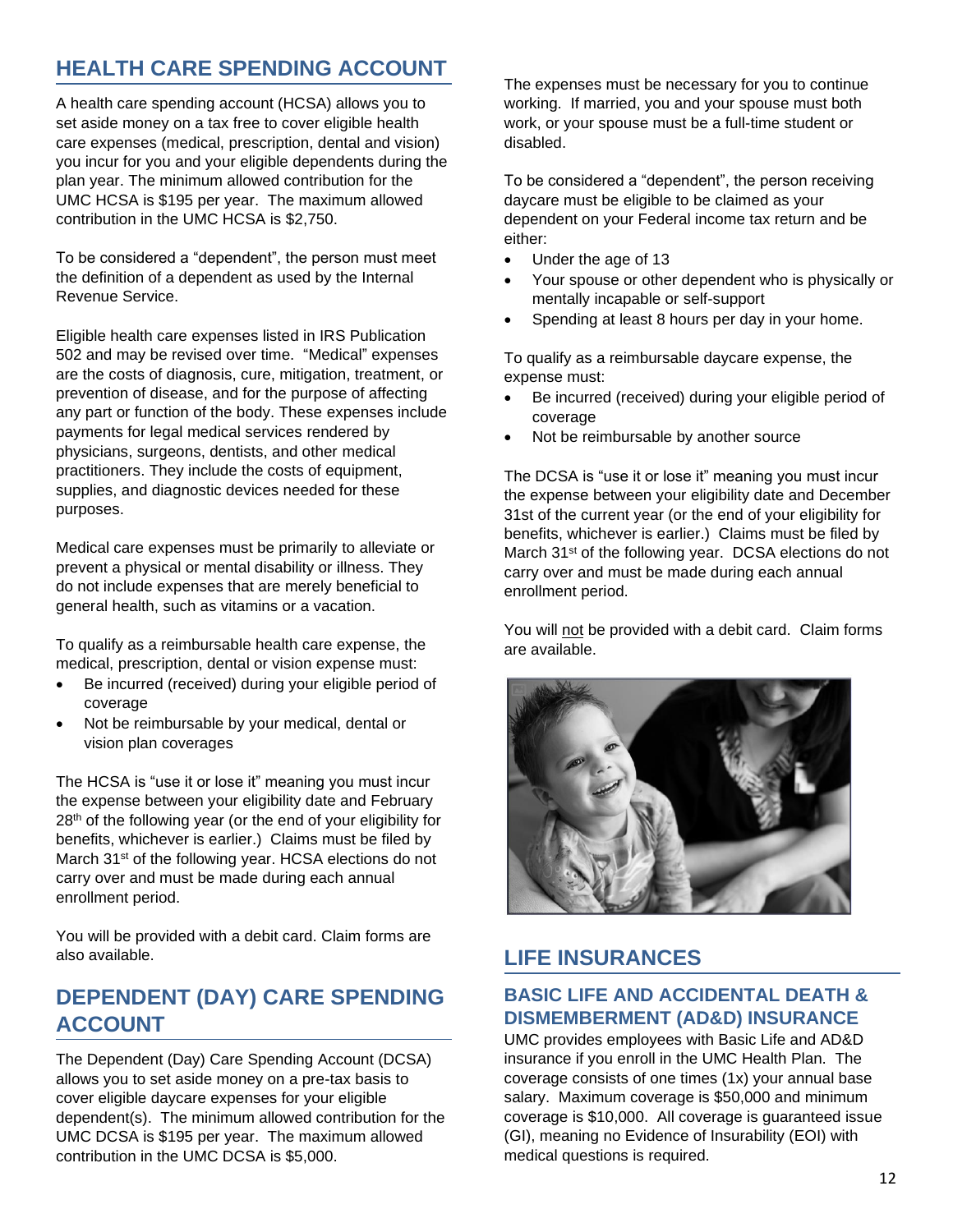## HEALTH CARE SPENDING ACCOUNT

A health care spending account (HCSA) allows you to set aside money on a tax free to cover eligible health care expenses (medical, prescription, dental and vision) you incur for you and your eligible dependents during the plan year. The minimum allowed contribution for the UMC HCSA is $195 per year. The maximum allowed contribution in the UMC HCSA is $2,750.

To be considered a "dependent", the person must meet the definition of a dependent as used by the Internal Revenue Service.

Eligible health care expenses listed in IRS Publication 502 and may be revised over time. "Medical" expenses are the costs of diagnosis, cure, mitigation, treatment, or prevention of disease, and for the purpose of affecting any part or function of the body. These expenses include payments for legal medical services rendered by physicians, surgeons, dentists, and other medical practitioners. They include the costs of equipment, supplies, and diagnostic devices needed for these purposes.

Medical care expenses must be primarily to alleviate or prevent a physical or mental disability or illness. They do not include expenses that are merely beneficial to general health, such as vitamins or a vacation.

To qualify as a reimbursable health care expense, the medical, prescription, dental or vision expense must:

- Be incurred (received) during your eligible period of coverage
- Not be reimbursable by your medical, dental or vision plan coverages

The HCSA is "use it or lose it" meaning you must incur the expense between your eligibility date and February 28th of the following year (or the end of your eligibility for benefits, whichever is earlier.) Claims must be filed by March 31st of the following year. HCSA elections do not carry over and must be made during each annual enrollment period.

You will be provided with a debit card. Claim forms are also available.

## DEPENDENT (DAY) CARE SPENDING ACCOUNT

The Dependent (Day) Care Spending Account (DCSA) allows you to set aside money on a pre-tax basis to cover eligible daycare expenses for your eligible dependent(s). The minimum allowed contribution for the UMC DCSA is $195 per year. The maximum allowed contribution in the UMC DCSA is $5,000.

The expenses must be necessary for you to continue working. If married, you and your spouse must both work, or your spouse must be a full-time student or disabled.

To be considered a "dependent", the person receiving daycare must be eligible to be claimed as your dependent on your Federal income tax return and be either:

- Under the age of 13
- Your spouse or other dependent who is physically or mentally incapable or self-support
- Spending at least 8 hours per day in your home.

To qualify as a reimbursable daycare expense, the expense must:

- Be incurred (received) during your eligible period of coverage
- Not be reimbursable by another source

The DCSA is "use it or lose it" meaning you must incur the expense between your eligibility date and December 31st of the current year (or the end of your eligibility for benefits, whichever is earlier.) Claims must be filed by March 31st of the following year. DCSA elections do not carry over and must be made during each annual enrollment period.

You will not be provided with a debit card. Claim forms are available.

## LIFE INSURANCES

### BASIC LIFE AND ACCIDENTAL DEATH & DISMEMBERMENT (AD&D) INSURANCE

UMC provides employees with Basic Life and AD&D insurance if you enroll in the UMC Health Plan. The coverage consists of one times (1x) your annual base salary. Maximum coverage is $50,000 and minimum coverage is $10,000. All coverage is guaranteed issue (GI), meaning no Evidence of Insurability (EOI) with medical questions is required.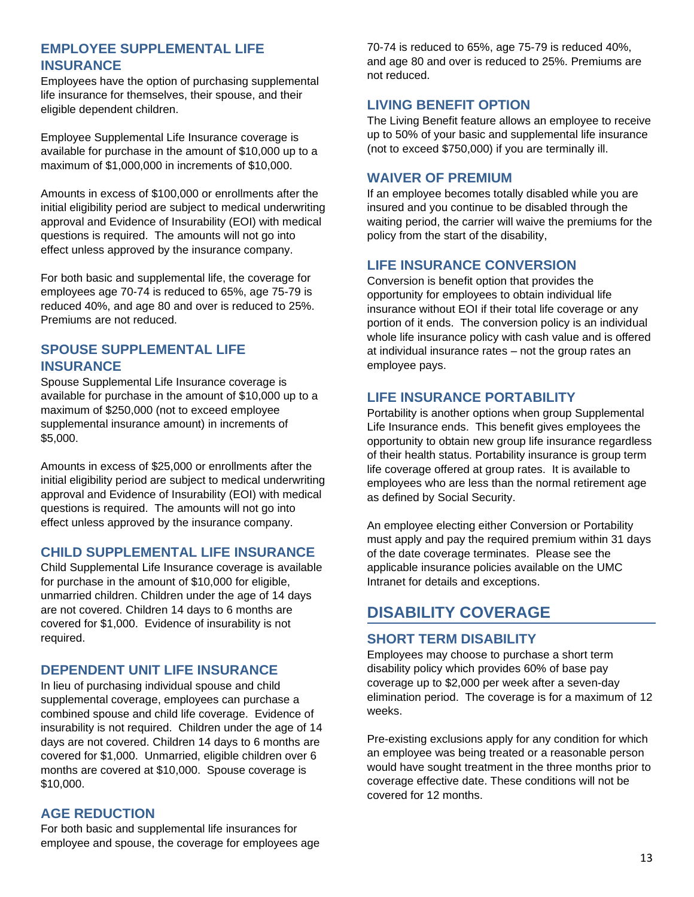## EMPLOYEE SUPPLEMENTAL LIFE INSURANCE

Employees have the option of purchasing supplemental life insurance for themselves, their spouse, and their eligible dependent children.

Employee Supplemental Life Insurance coverage is available for purchase in the amount of $10,000 up to a maximum of $1,000,000 in increments of $10,000.

Amounts in excess of $100,000 or enrollments after the initial eligibility period are subject to medical underwriting approval and Evidence of Insurability (EOI) with medical questions is required. The amounts will not go into effect unless approved by the insurance company.

For both basic and supplemental life, the coverage for employees age 70-74 is reduced to 65%, age 75-79 is reduced 40%, and age 80 and over is reduced to 25%. Premiums are not reduced.

## SPOUSE SUPPLEMENTAL LIFE INSURANCE

Spouse Supplemental Life Insurance coverage is available for purchase in the amount of $10,000 up to a maximum of $250,000 (not to exceed employee supplemental insurance amount) in increments of $5,000.

Amounts in excess of $25,000 or enrollments after the initial eligibility period are subject to medical underwriting approval and Evidence of Insurability (EOI) with medical questions is required. The amounts will not go into effect unless approved by the insurance company.

## CHILD SUPPLEMENTAL LIFE INSURANCE

Child Supplemental Life Insurance coverage is available for purchase in the amount of $10,000 for eligible, unmarried children. Children under the age of 14 days are not covered. Children 14 days to 6 months are covered for $1,000. Evidence of insurability is not required.

## DEPENDENT UNIT LIFE INSURANCE

In lieu of purchasing individual spouse and child supplemental coverage, employees can purchase a combined spouse and child life coverage. Evidence of insurability is not required. Children under the age of 14 days are not covered. Children 14 days to 6 months are covered for $1,000. Unmarried, eligible children over 6 months are covered at $10,000. Spouse coverage is $10,000.

## AGE REDUCTION

For both basic and supplemental life insurances for employee and spouse, the coverage for employees age 70-74 is reduced to 65%, age 75-79 is reduced 40%, and age 80 and over is reduced to 25%. Premiums are not reduced.

## LIVING BENEFIT OPTION

The Living Benefit feature allows an employee to receive up to 50% of your basic and supplemental life insurance (not to exceed $750,000) if you are terminally ill.

## WAIVER OF PREMIUM

If an employee becomes totally disabled while you are insured and you continue to be disabled through the waiting period, the carrier will waive the premiums for the policy from the start of the disability,

## LIFE INSURANCE CONVERSION

Conversion is benefit option that provides the opportunity for employees to obtain individual life insurance without EOI if their total life coverage or any portion of it ends. The conversion policy is an individual whole life insurance policy with cash value and is offered at individual insurance rates – not the group rates an employee pays.

## LIFE INSURANCE PORTABILITY

Portability is another options when group Supplemental Life Insurance ends. This benefit gives employees the opportunity to obtain new group life insurance regardless of their health status. Portability insurance is group term life coverage offered at group rates. It is available to employees who are less than the normal retirement age as defined by Social Security.

An employee electing either Conversion or Portability must apply and pay the required premium within 31 days of the date coverage terminates. Please see the applicable insurance policies available on the UMC Intranet for details and exceptions.

# DISABILITY COVERAGE

## SHORT TERM DISABILITY

Employees may choose to purchase a short term disability policy which provides 60% of base pay coverage up to $2,000 per week after a seven-day elimination period. The coverage is for a maximum of 12 weeks.

Pre-existing exclusions apply for any condition for which an employee was being treated or a reasonable person would have sought treatment in the three months prior to coverage effective date. These conditions will not be covered for 12 months.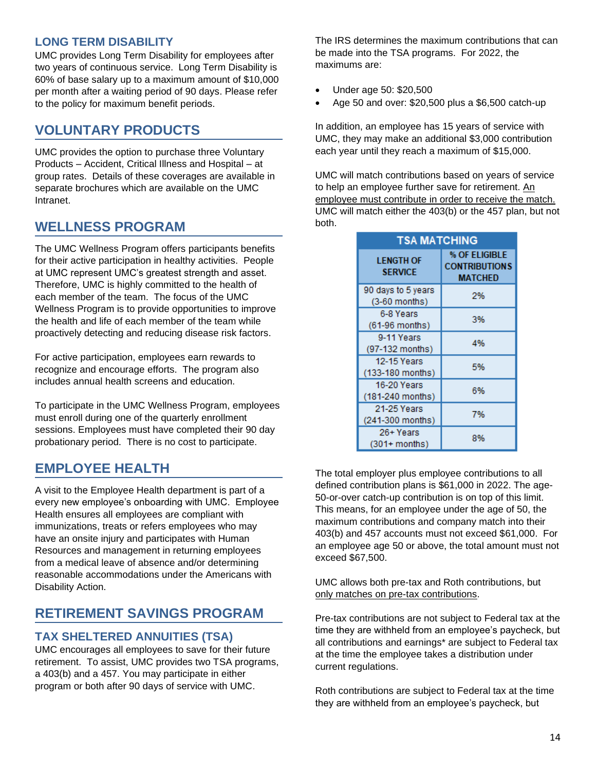### LONG TERM DISABILITY

UMC provides Long Term Disability for employees after two years of continuous service. Long Term Disability is 60% of base salary up to a maximum amount of $10,000 per month after a waiting period of 90 days. Please refer to the policy for maximum benefit periods.

## VOLUNTARY PRODUCTS

UMC provides the option to purchase three Voluntary Products – Accident, Critical Illness and Hospital – at group rates. Details of these coverages are available in separate brochures which are available on the UMC Intranet.

## WELLNESS PROGRAM

The UMC Wellness Program offers participants benefits for their active participation in healthy activities. People at UMC represent UMC's greatest strength and asset. Therefore, UMC is highly committed to the health of each member of the team. The focus of the UMC Wellness Program is to provide opportunities to improve the health and life of each member of the team while proactively detecting and reducing disease risk factors.

For active participation, employees earn rewards to recognize and encourage efforts. The program also includes annual health screens and education.

To participate in the UMC Wellness Program, employees must enroll during one of the quarterly enrollment sessions. Employees must have completed their 90 day probationary period. There is no cost to participate.

## EMPLOYEE HEALTH

A visit to the Employee Health department is part of a every new employee's onboarding with UMC. Employee Health ensures all employees are compliant with immunizations, treats or refers employees who may have an onsite injury and participates with Human Resources and management in returning employees from a medical leave of absence and/or determining reasonable accommodations under the Americans with Disability Action.

## RETIREMENT SAVINGS PROGRAM

### TAX SHELTERED ANNUITIES (TSA)

UMC encourages all employees to save for their future retirement. To assist, UMC provides two TSA programs, a 403(b) and a 457. You may participate in either program or both after 90 days of service with UMC.

The IRS determines the maximum contributions that can be made into the TSA programs. For 2022, the maximums are:

- Under age 50: $20,500
- Age 50 and over: $20,500 plus a $6,500 catch-up

In addition, an employee has 15 years of service with UMC, they may make an additional $3,000 contribution each year until they reach a maximum of $15,000.

UMC will match contributions based on years of service to help an employee further save for retirement. An employee must contribute in order to receive the match. UMC will match either the 403(b) or the 457 plan, but not both.

| TSA MATCHING | |
|---|---|
| **LENGTH OF SERVICE** | **% OF ELIGIBLE CONTRIBUTIONS MATCHED** |
| 90 days to 5 years (3-60 months) | 2% |
| 6-8 Years (61-96 months) | 3% |
| 9-11 Years (97-132 months) | 4% |
| 12-15 Years (133-180 months) | 5% |
| 16-20 Years (181-240 months) | 6% |
| 21-25 Years (241-300 months) | 7% |
| 26+ Years (301+ months) | 8% |

The total employer plus employee contributions to all defined contribution plans is $61,000 in 2022. The age-50-or-over catch-up contribution is on top of this limit. This means, for an employee under the age of 50, the maximum contributions and company match into their 403(b) and 457 accounts must not exceed $61,000. For an employee age 50 or above, the total amount must not exceed $67,500.

UMC allows both pre-tax and Roth contributions, but only matches on pre-tax contributions.

Pre-tax contributions are not subject to Federal tax at the time they are withheld from an employee's paycheck, but all contributions and earnings* are subject to Federal tax at the time the employee takes a distribution under current regulations.

Roth contributions are subject to Federal tax at the time they are withheld from an employee's paycheck, but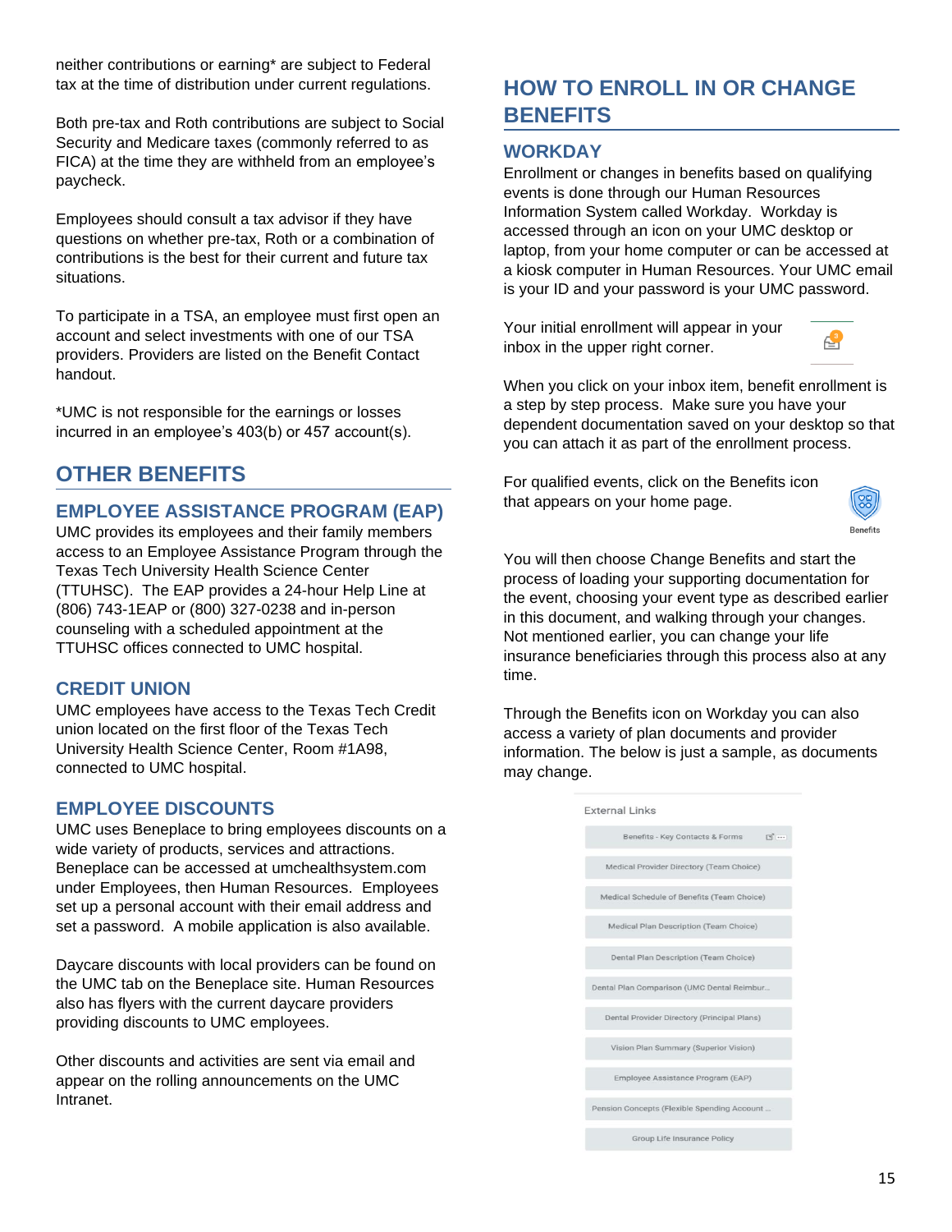neither contributions or earning* are subject to Federal tax at the time of distribution under current regulations.

Both pre-tax and Roth contributions are subject to Social Security and Medicare taxes (commonly referred to as FICA) at the time they are withheld from an employee's paycheck.

Employees should consult a tax advisor if they have questions on whether pre-tax, Roth or a combination of contributions is the best for their current and future tax situations.

To participate in a TSA, an employee must first open an account and select investments with one of our TSA providers. Providers are listed on the Benefit Contact handout.

*UMC is not responsible for the earnings or losses incurred in an employee's 403(b) or 457 account(s).

## OTHER BENEFITS

### EMPLOYEE ASSISTANCE PROGRAM (EAP)

UMC provides its employees and their family members access to an Employee Assistance Program through the Texas Tech University Health Science Center (TTUHSC). The EAP provides a 24-hour Help Line at (806) 743-1EAP or (800) 327-0238 and in-person counseling with a scheduled appointment at the TTUHSC offices connected to UMC hospital.

### CREDIT UNION

UMC employees have access to the Texas Tech Credit union located on the first floor of the Texas Tech University Health Science Center, Room #1A98, connected to UMC hospital.

### EMPLOYEE DISCOUNTS

UMC uses Beneplace to bring employees discounts on a wide variety of products, services and attractions. Beneplace can be accessed at umchealthsystem.com under Employees, then Human Resources. Employees set up a personal account with their email address and set a password. A mobile application is also available.

Daycare discounts with local providers can be found on the UMC tab on the Beneplace site. Human Resources also has flyers with the current daycare providers providing discounts to UMC employees.

Other discounts and activities are sent via email and appear on the rolling announcements on the UMC Intranet.

## HOW TO ENROLL IN OR CHANGE BENEFITS

### WORKDAY

Enrollment or changes in benefits based on qualifying events is done through our Human Resources Information System called Workday. Workday is accessed through an icon on your UMC desktop or laptop, from your home computer or can be accessed at a kiosk computer in Human Resources. Your UMC email is your ID and your password is your UMC password.

Your initial enrollment will appear in your inbox in the upper right corner.

When you click on your inbox item, benefit enrollment is a step by step process. Make sure you have your dependent documentation saved on your desktop so that you can attach it as part of the enrollment process.

For qualified events, click on the Benefits icon that appears on your home page.

Benefits

You will then choose Change Benefits and start the process of loading your supporting documentation for the event, choosing your event type as described earlier in this document, and walking through your changes. Not mentioned earlier, you can change your life insurance beneficiaries through this process also at any time.

Through the Benefits icon on Workday you can also access a variety of plan documents and provider information. The below is just a sample, as documents may change.

External Links

- Benefits - Key Contacts & Forms
- Medical Provider Directory (Team Choice)
- Medical Schedule of Benefits (Team Choice)
- Medical Plan Description (Team Choice)
- Dental Plan Description (Team Choice)
- Dental Plan Comparison (UMC Dental Reimbur...
- Dental Provider Directory (Principal Plans)
- Vision Plan Summary (Superior Vision)
- Employee Assistance Program (EAP)
- Pension Concepts (Flexible Spending Account ...
- Group Life Insurance Policy